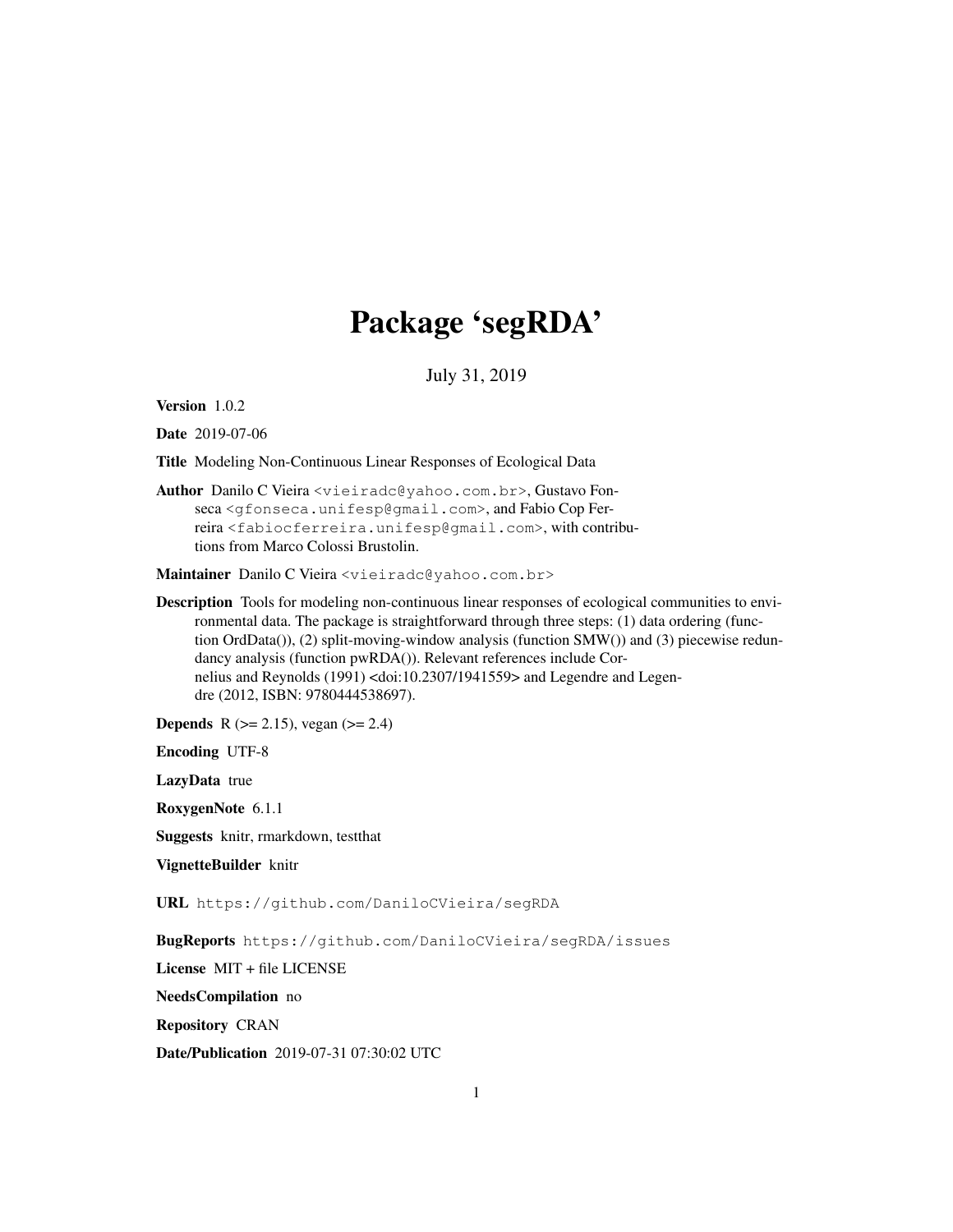# Package 'segRDA'

July 31, 2019

**Version** 1.0.2

**Date** 2019-07-06

**Title** Modeling Non-Continuous Linear Responses of Ecological Data

**Author** Danilo C Vieira <vieiradc@yahoo.com.br>, Gustavo Fonseca <gfonseca.unifesp@gmail.com>, and Fabio Cop Ferreira <fabiocferreira.unifesp@gmail.com>, with contributions from Marco Colossi Brustolin.

**Maintainer** Danilo C Vieira <vieiradc@yahoo.com.br>

**Description** Tools for modeling non-continuous linear responses of ecological communities to environmental data. The package is straightforward through three steps: (1) data ordering (function OrdData()), (2) split-moving-window analysis (function SMW()) and (3) piecewise redundancy analysis (function pwRDA()). Relevant references include Cornelius and Reynolds (1991) <doi:10.2307/1941559> and Legendre and Legendre (2012, ISBN: 9780444538697).

**Depends** R (>= 2.15), vegan (>= 2.4)

**Encoding** UTF-8

**LazyData** true

**RoxygenNote** 6.1.1

**Suggests** knitr, rmarkdown, testthat

**VignetteBuilder** knitr

**URL** https://github.com/DaniloCVieira/segRDA

**BugReports** https://github.com/DaniloCVieira/segRDA/issues

**License** MIT + file LICENSE

**NeedsCompilation** no

**Repository** CRAN

**Date/Publication** 2019-07-31 07:30:02 UTC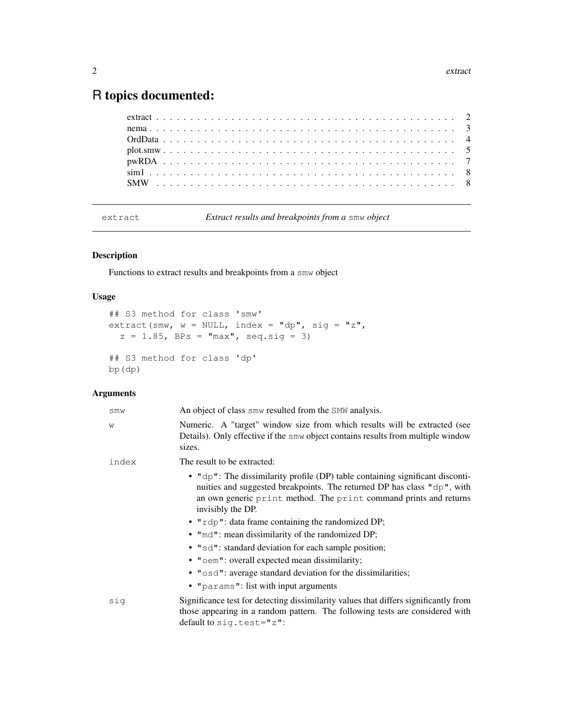# R topics documented:

extract . . . . . . . . . . . . . . . . . . . . . . . . . . . . . . . . . . . . . . . . . . 2
nema . . . . . . . . . . . . . . . . . . . . . . . . . . . . . . . . . . . . . . . . . . . 3
OrdData . . . . . . . . . . . . . . . . . . . . . . . . . . . . . . . . . . . . . . . . . 4
plot.smw . . . . . . . . . . . . . . . . . . . . . . . . . . . . . . . . . . . . . . . . 5
pwRDA . . . . . . . . . . . . . . . . . . . . . . . . . . . . . . . . . . . . . . . . . 7
sim1 . . . . . . . . . . . . . . . . . . . . . . . . . . . . . . . . . . . . . . . . . . . 8
SMW . . . . . . . . . . . . . . . . . . . . . . . . . . . . . . . . . . . . . . . . . . 8

---

## extract — *Extract results and breakpoints from a* `smw` *object*

### Description

Functions to extract results and breakpoints from a `smw` object

### Usage

```
## S3 method for class 'smw'
extract(smw, w = NULL, index = "dp", sig = "z",
  z = 1.85, BPs = "max", seq.sig = 3)

## S3 method for class 'dp'
bp(dp)
```

### Arguments

| | |
|---|---|
| `smw` | An object of class `smw` resulted from the `SMW` analysis. |
| `w` | Numeric. A "target" window size from which results will be extracted (see Details). Only effective if the `smw` object contains results from multiple window sizes. |
| `index` | The result to be extracted: <br>• `"dp"`: The dissimilarity profile (DP) table containing significant discontinuities and suggested breakpoints. The returned DP has class `"dp"`, with an own generic `print` method. The `print` command prints and returns invisibly the DP. <br>• `"rdp"`: data frame containing the randomized DP; <br>• `"md"`: mean dissimilarity of the randomized DP; <br>• `"sd"`: standard deviation for each sample position; <br>• `"oem"`: overall expected mean dissimilarity; <br>• `"osd"`: average standard deviation for the dissimilarities; <br>• `"params"`: list with input arguments |
| `sig` | Significance test for detecting dissimilarity values that differs significantly from those appearing in a random pattern. The following tests are considered with default to `sig.test="z"`: |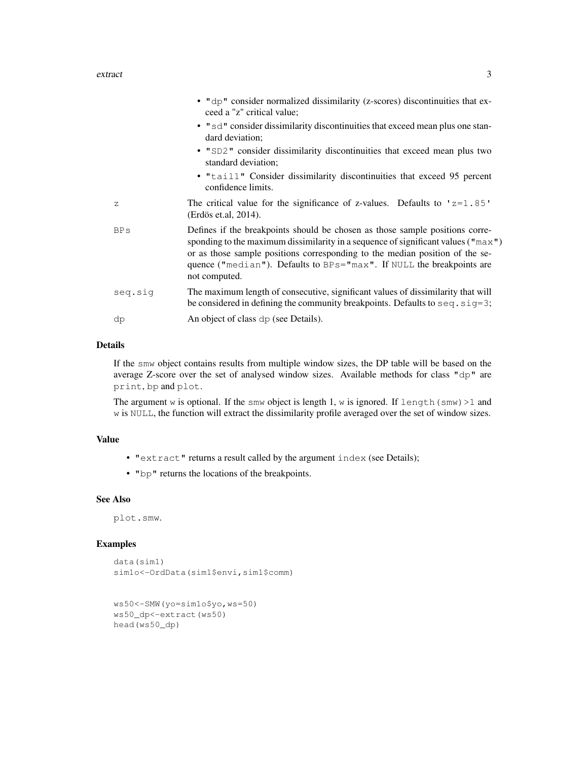- "dp" consider normalized dissimilarity (z-scores) discontinuities that exceed a "z" critical value;
- "sd" consider dissimilarity discontinuities that exceed mean plus one standard deviation;
- "SD2" consider dissimilarity discontinuities that exceed mean plus two standard deviation;
- "tail1" Consider dissimilarity discontinuities that exceed 95 percent confidence limits.

| | |
|---|---|
| z | The critical value for the significance of z-values. Defaults to 'z=1.85' (Erdös et.al, 2014). |
| BPs | Defines if the breakpoints should be chosen as those sample positions corresponding to the maximum dissimilarity in a sequence of significant values ("max") or as those sample positions corresponding to the median position of the sequence ("median"). Defaults to BPs="max". If NULL the breakpoints are not computed. |
| seq.sig | The maximum length of consecutive, significant values of dissimilarity that will be considered in defining the community breakpoints. Defaults to seq.sig=3; |
| dp | An object of class dp (see Details). |

### Details

If the smw object contains results from multiple window sizes, the DP table will be based on the average Z-score over the set of analysed window sizes. Available methods for class "dp" are print, bp and plot.

The argument w is optional. If the smw object is length 1, w is ignored. If length(smw)>1 and w is NULL, the function will extract the dissimilarity profile averaged over the set of window sizes.

### Value

- "extract" returns a result called by the argument index (see Details);
- "bp" returns the locations of the breakpoints.

### See Also

plot.smw.

### Examples

```
data(sim1)
sim1o<-OrdData(sim1$envi,sim1$comm)


ws50<-SMW(yo=sim1o$yo,ws=50)
ws50_dp<-extract(ws50)
head(ws50_dp)
```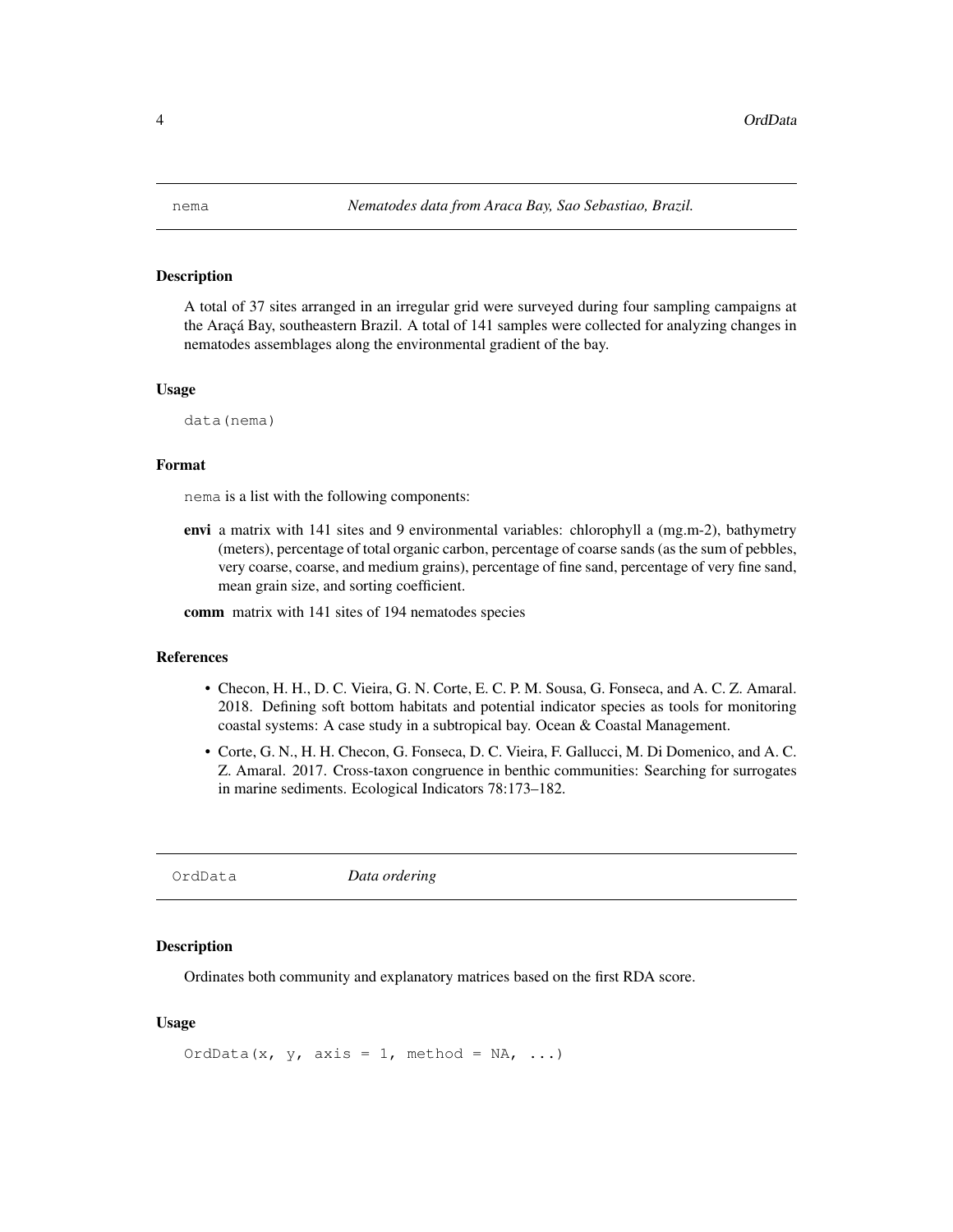# nema — *Nematodes data from Araca Bay, Sao Sebastiao, Brazil.*

## Description

A total of 37 sites arranged in an irregular grid were surveyed during four sampling campaigns at the Araçá Bay, southeastern Brazil. A total of 141 samples were collected for analyzing changes in nematodes assemblages along the environmental gradient of the bay.

## Usage

```
data(nema)
```

## Format

`nema` is a list with the following components:

**envi** a matrix with 141 sites and 9 environmental variables: chlorophyll a (mg.m-2), bathymetry (meters), percentage of total organic carbon, percentage of coarse sands (as the sum of pebbles, very coarse, coarse, and medium grains), percentage of fine sand, percentage of very fine sand, mean grain size, and sorting coefficient.

**comm** matrix with 141 sites of 194 nematodes species

## References

- Checon, H. H., D. C. Vieira, G. N. Corte, E. C. P. M. Sousa, G. Fonseca, and A. C. Z. Amaral. 2018. Defining soft bottom habitats and potential indicator species as tools for monitoring coastal systems: A case study in a subtropical bay. Ocean & Coastal Management.
- Corte, G. N., H. H. Checon, G. Fonseca, D. C. Vieira, F. Gallucci, M. Di Domenico, and A. C. Z. Amaral. 2017. Cross-taxon congruence in benthic communities: Searching for surrogates in marine sediments. Ecological Indicators 78:173–182.

# OrdData — *Data ordering*

## Description

Ordinates both community and explanatory matrices based on the first RDA score.

## Usage

```
OrdData(x, y, axis = 1, method = NA, ...)
```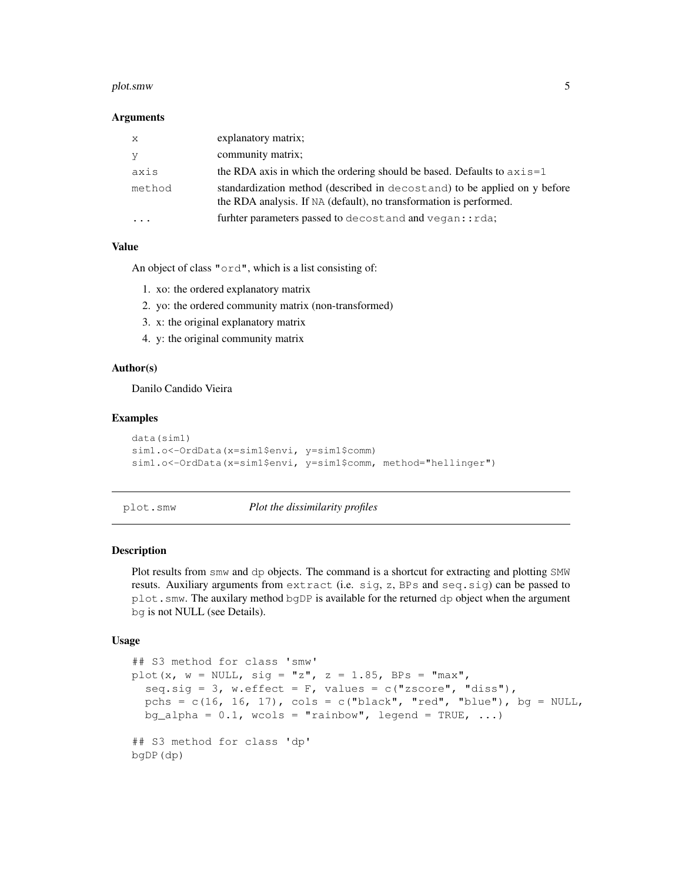### Arguments

| | |
|---|---|
| `x` | explanatory matrix; |
| `y` | community matrix; |
| `axis` | the RDA axis in which the ordering should be based. Defaults to `axis=1` |
| `method` | standardization method (described in `decostand`) to be applied on y before the RDA analysis. If `NA` (default), no transformation is performed. |
| `...` | furhter parameters passed to `decostand` and `vegan::rda`; |

### Value

An object of class `"ord"`, which is a list consisting of:

1. xo: the ordered explanatory matrix
2. yo: the ordered community matrix (non-transformed)
3. x: the original explanatory matrix
4. y: the original community matrix

### Author(s)

Danilo Candido Vieira

### Examples

```
data(sim1)
sim1.o<-OrdData(x=sim1$envi, y=sim1$comm)
sim1.o<-OrdData(x=sim1$envi, y=sim1$comm, method="hellinger")
```

---

## plot.smw    *Plot the dissimilarity profiles*

---

### Description

Plot results from `smw` and `dp` objects. The command is a shortcut for extracting and plotting `SMW` resuts. Auxiliary arguments from `extract` (i.e. `sig`, `z`, `BPs` and `seq.sig`) can be passed to `plot.smw`. The auxilary method `bgDP` is available for the returned `dp` object when the argument `bg` is not NULL (see Details).

### Usage

```
## S3 method for class 'smw'
plot(x, w = NULL, sig = "z", z = 1.85, BPs = "max",
  seq.sig = 3, w.effect = F, values = c("zscore", "diss"),
  pchs = c(16, 16, 17), cols = c("black", "red", "blue"), bg = NULL,
  bg_alpha = 0.1, wcols = "rainbow", legend = TRUE, ...)

## S3 method for class 'dp'
bgDP(dp)
```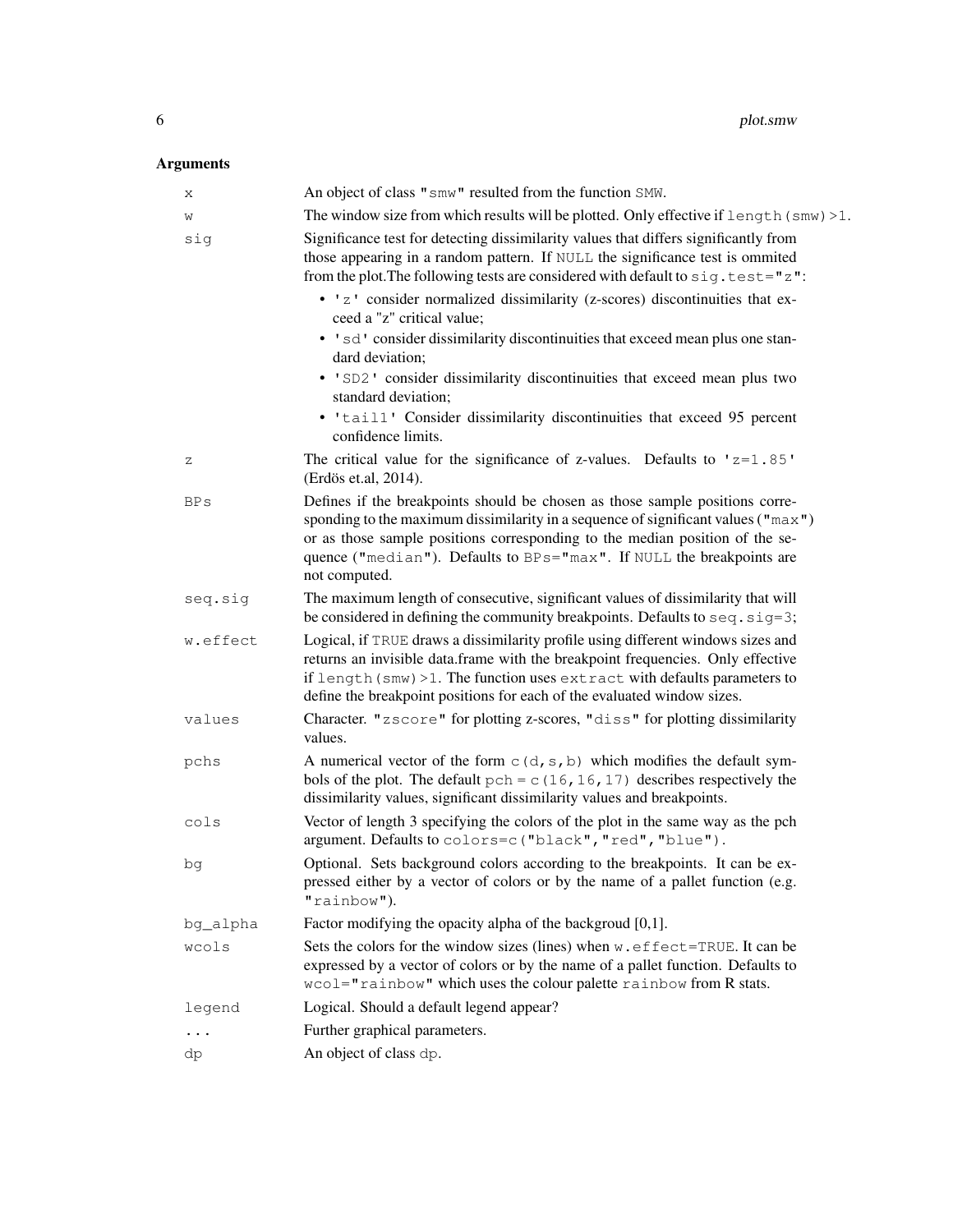## Arguments

| | |
|---|---|
| `x` | An object of class `"smw"` resulted from the function `SMW`. |
| `w` | The window size from which results will be plotted. Only effective if `length(smw)>1`. |
| `sig` | Significance test for detecting dissimilarity values that differs significantly from those appearing in a random pattern. If `NULL` the significance test is ommited from the plot.The following tests are considered with default to `sig.test="z"`: <br>• `'z'` consider normalized dissimilarity (z-scores) discontinuities that exceed a "z" critical value; <br>• `'sd'` consider dissimilarity discontinuities that exceed mean plus one standard deviation; <br>• `'SD2'` consider dissimilarity discontinuities that exceed mean plus two standard deviation; <br>• `'tail1'` Consider dissimilarity discontinuities that exceed 95 percent confidence limits. |
| `z` | The critical value for the significance of z-values. Defaults to `'z=1.85'` (Erdös et.al, 2014). |
| `BPs` | Defines if the breakpoints should be chosen as those sample positions corresponding to the maximum dissimilarity in a sequence of significant values (`"max"`) or as those sample positions corresponding to the median position of the sequence (`"median"`). Defaults to `BPs="max"`. If `NULL` the breakpoints are not computed. |
| `seq.sig` | The maximum length of consecutive, significant values of dissimilarity that will be considered in defining the community breakpoints. Defaults to `seq.sig=3`; |
| `w.effect` | Logical, if `TRUE` draws a dissimilarity profile using different windows sizes and returns an invisible data.frame with the breakpoint frequencies. Only effective if `length(smw)>1`. The function uses `extract` with defaults parameters to define the breakpoint positions for each of the evaluated window sizes. |
| `values` | Character. `"zscore"` for plotting z-scores, `"diss"` for plotting dissimilarity values. |
| `pchs` | A numerical vector of the form `c(d,s,b)` which modifies the default symbols of the plot. The default `pch = c(16,16,17)` describes respectively the dissimilarity values, significant dissimilarity values and breakpoints. |
| `cols` | Vector of length 3 specifying the colors of the plot in the same way as the pch argument. Defaults to `colors=c("black","red","blue")`. |
| `bg` | Optional. Sets background colors according to the breakpoints. It can be expressed either by a vector of colors or by the name of a pallet function (e.g. `"rainbow"`). |
| `bg_alpha` | Factor modifying the opacity alpha of the backgroud [0,1]. |
| `wcols` | Sets the colors for the window sizes (lines) when `w.effect=TRUE`. It can be expressed by a vector of colors or by the name of a pallet function. Defaults to `wcol="rainbow"` which uses the colour palette `rainbow` from R stats. |
| `legend` | Logical. Should a default legend appear? |
| `...` | Further graphical parameters. |
| `dp` | An object of class `dp`. |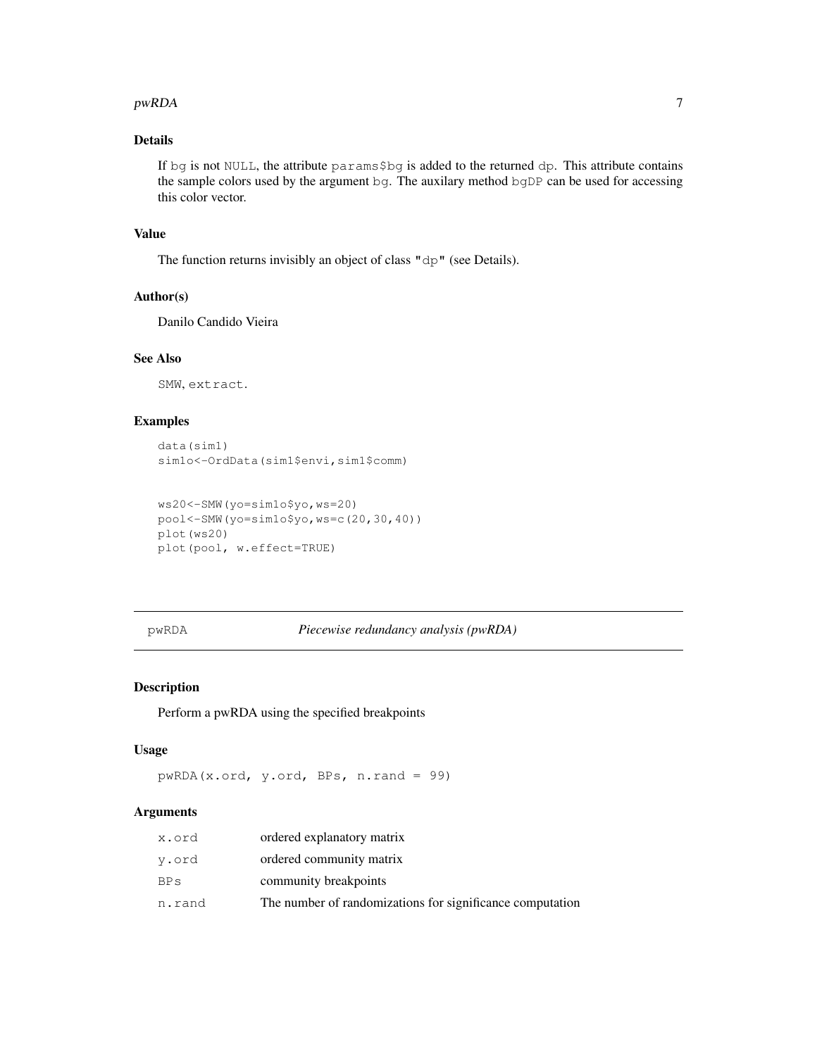### Details

If `bg` is not `NULL`, the attribute `params$bg` is added to the returned `dp`. This attribute contains the sample colors used by the argument `bg`. The auxilary method `bgDP` can be used for accessing this color vector.

### Value

The function returns invisibly an object of class `"dp"` (see Details).

### Author(s)

Danilo Candido Vieira

### See Also

`SMW`, `extract`.

### Examples

```
data(sim1)
sim1o<-OrdData(sim1$envi,sim1$comm)


ws20<-SMW(yo=sim1o$yo,ws=20)
pool<-SMW(yo=sim1o$yo,ws=c(20,30,40))
plot(ws20)
plot(pool, w.effect=TRUE)
```

---

## pwRDA — *Piecewise redundancy analysis (pwRDA)*

---

### Description

Perform a pwRDA using the specified breakpoints

### Usage

```
pwRDA(x.ord, y.ord, BPs, n.rand = 99)
```

### Arguments

| | |
|---|---|
| `x.ord` | ordered explanatory matrix |
| `y.ord` | ordered community matrix |
| `BPs` | community breakpoints |
| `n.rand` | The number of randomizations for significance computation |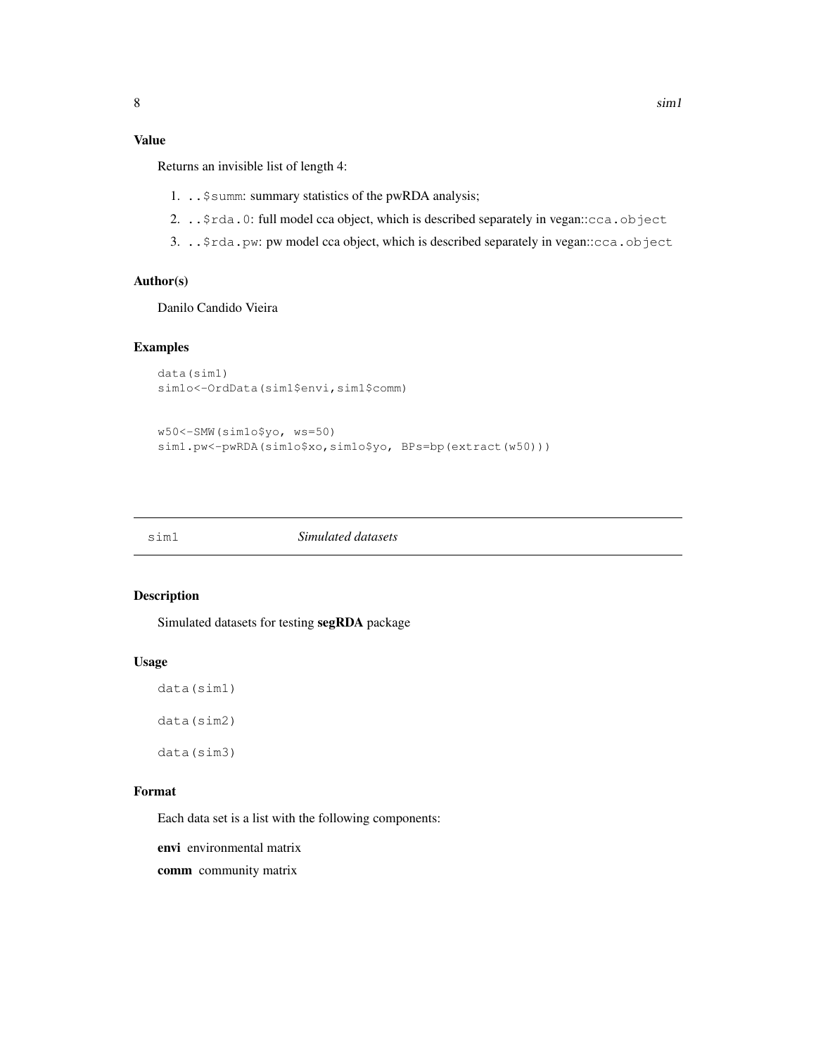## Value

Returns an invisible list of length 4:

1. ..$summ: summary statistics of the pwRDA analysis;
2. ..$rda.0: full model cca object, which is described separately in vegan::cca.object
3. ..$rda.pw: pw model cca object, which is described separately in vegan::cca.object

## Author(s)

Danilo Candido Vieira

## Examples

```
data(sim1)
sim1o<-OrdData(sim1$envi,sim1$comm)


w50<-SMW(sim1o$yo, ws=50)
sim1.pw<-pwRDA(sim1o$xo,sim1o$yo, BPs=bp(extract(w50)))
```

---

# sim1 — *Simulated datasets*

## Description

Simulated datasets for testing **segRDA** package

## Usage

```
data(sim1)

data(sim2)

data(sim3)
```

## Format

Each data set is a list with the following components:

**envi** environmental matrix

**comm** community matrix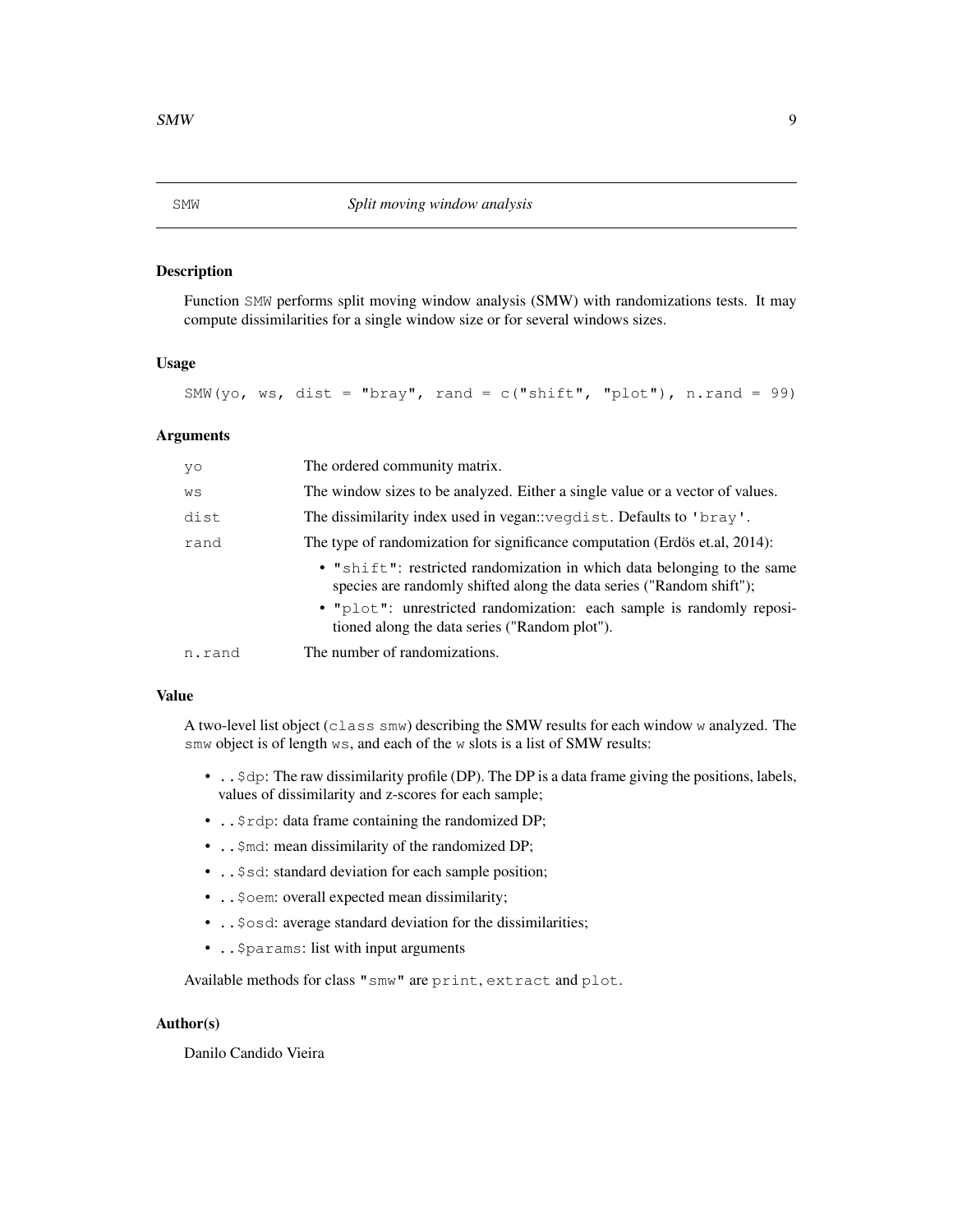## SMW — *Split moving window analysis*

### Description

Function `SMW` performs split moving window analysis (SMW) with randomizations tests. It may compute dissimilarities for a single window size or for several windows sizes.

### Usage

```
SMW(yo, ws, dist = "bray", rand = c("shift", "plot"), n.rand = 99)
```

### Arguments

| | |
|---|---|
| `yo` | The ordered community matrix. |
| `ws` | The window sizes to be analyzed. Either a single value or a vector of values. |
| `dist` | The dissimilarity index used in vegan::`vegdist`. Defaults to `'bray'`. |
| `rand` | The type of randomization for significance computation (Erdös et.al, 2014): <br>• `"shift"`: restricted randomization in which data belonging to the same species are randomly shifted along the data series ("Random shift"); <br>• `"plot"`: unrestricted randomization: each sample is randomly repositioned along the data series ("Random plot"). |
| `n.rand` | The number of randomizations. |

### Value

A two-level list object (`class smw`) describing the SMW results for each window `w` analyzed. The `smw` object is of length `ws`, and each of the `w` slots is a list of SMW results:

- `..$dp`: The raw dissimilarity profile (DP). The DP is a data frame giving the positions, labels, values of dissimilarity and z-scores for each sample;
- `..$rdp`: data frame containing the randomized DP;
- `..$md`: mean dissimilarity of the randomized DP;
- `..$sd`: standard deviation for each sample position;
- `..$oem`: overall expected mean dissimilarity;
- `..$osd`: average standard deviation for the dissimilarities;
- `..$params`: list with input arguments

Available methods for class `"smw"` are `print`, `extract` and `plot`.

### Author(s)

Danilo Candido Vieira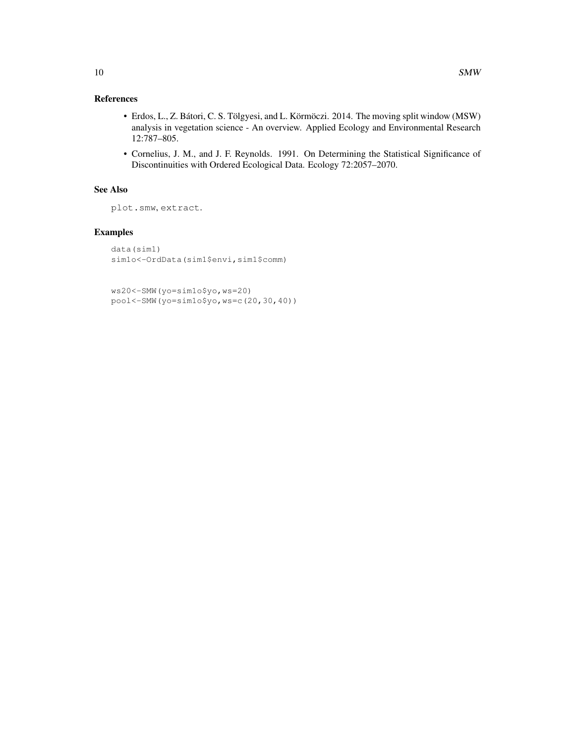### References

- Erdos, L., Z. Bátori, C. S. Tölgyesi, and L. Körmöczi. 2014. The moving split window (MSW) analysis in vegetation science - An overview. Applied Ecology and Environmental Research 12:787–805.
- Cornelius, J. M., and J. F. Reynolds. 1991. On Determining the Statistical Significance of Discontinuities with Ordered Ecological Data. Ecology 72:2057–2070.

### See Also

`plot.smw`, `extract`.

### Examples

```
data(sim1)
sim1o<-OrdData(sim1$envi,sim1$comm)


ws20<-SMW(yo=sim1o$yo,ws=20)
pool<-SMW(yo=sim1o$yo,ws=c(20,30,40))
```